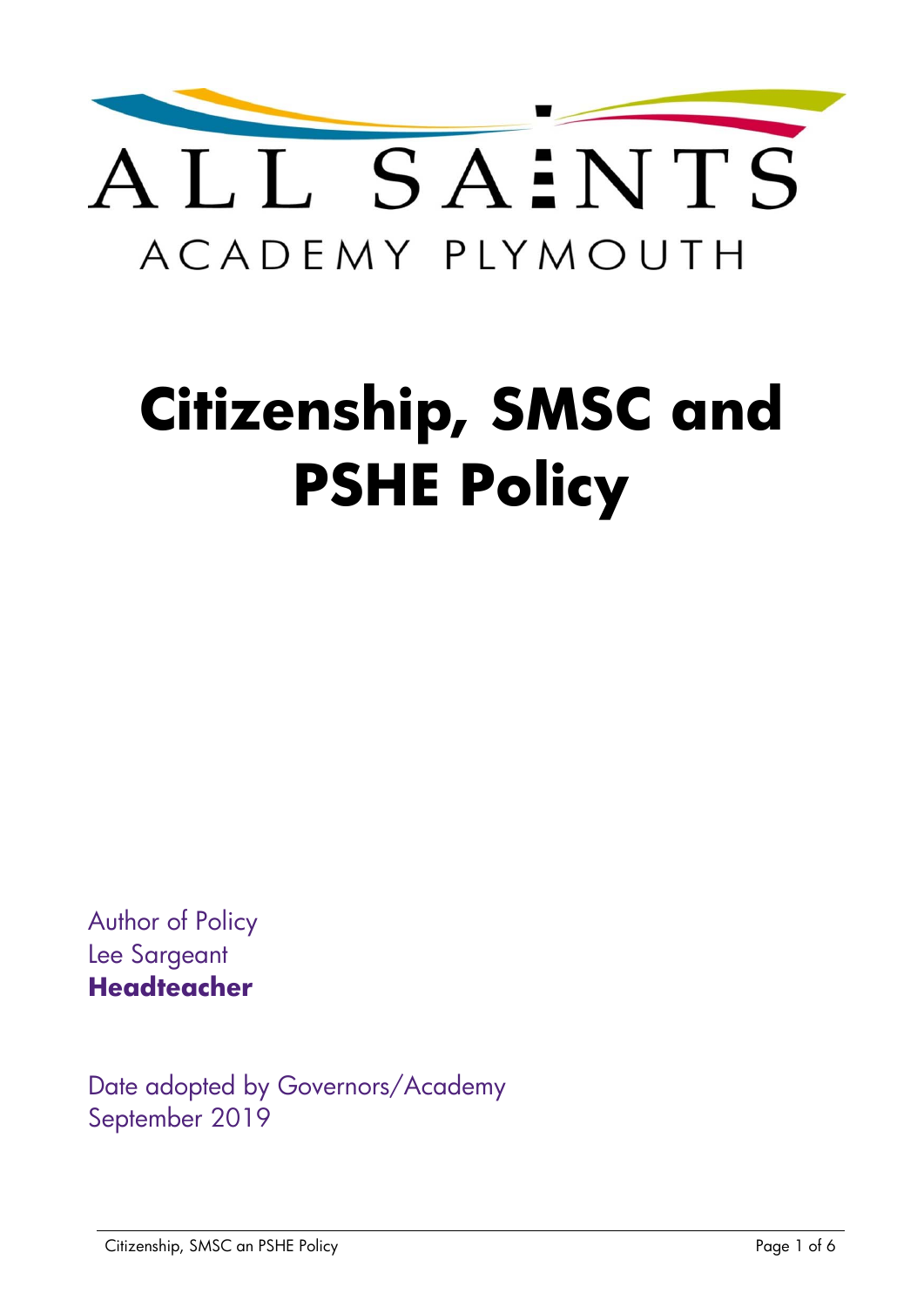ALL SAINTS

ACADEMY PLYMOUTH

# Citizenship, SMSC and PSHE Policy

Author of Policy
Lee Sargeant
**Headteacher**

Date adopted by Governors/Academy
September 2019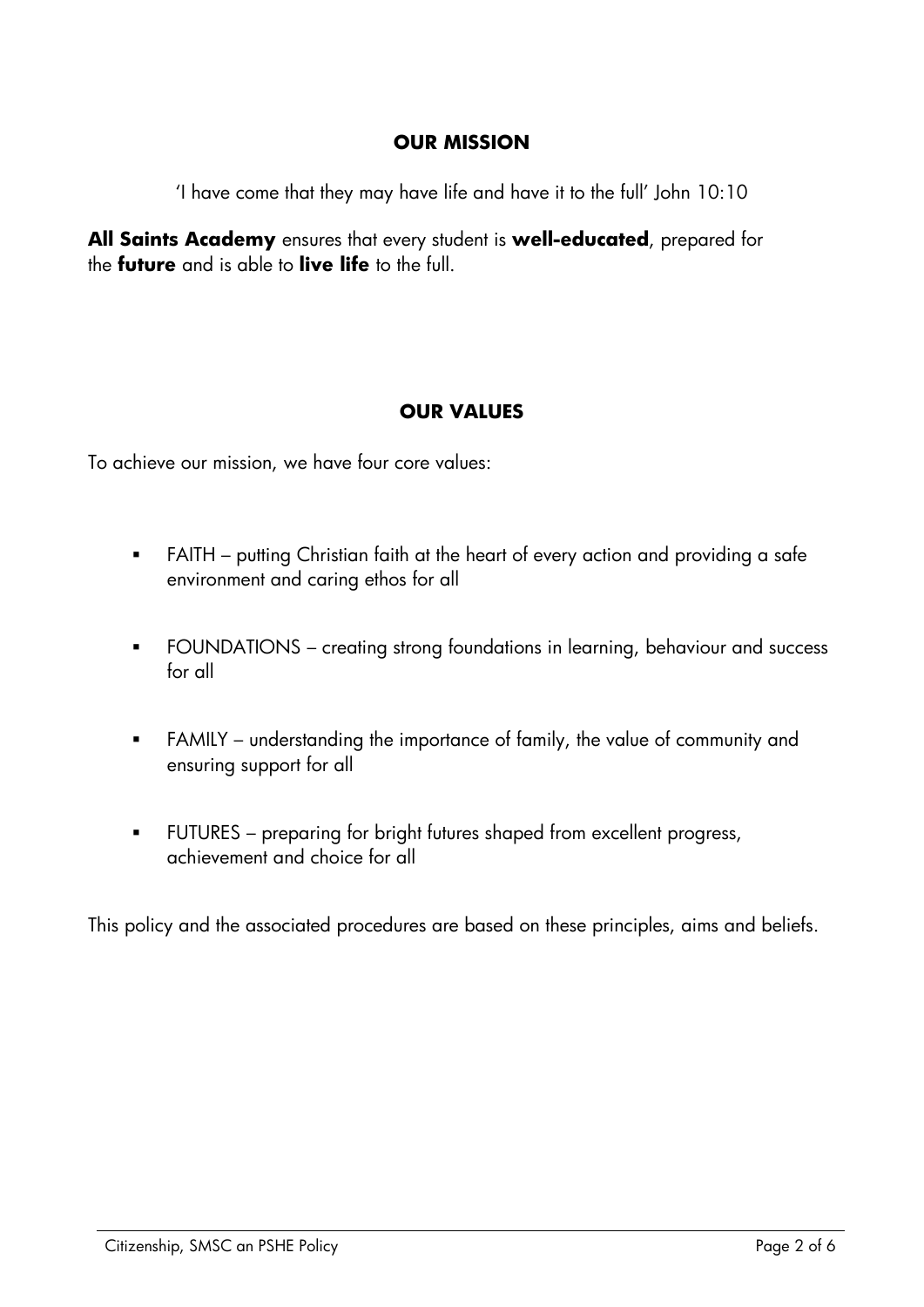## OUR MISSION

'I have come that they may have life and have it to the full' John 10:10

**All Saints Academy** ensures that every student is **well-educated**, prepared for the **future** and is able to **live life** to the full.

## OUR VALUES

To achieve our mission, we have four core values:

- FAITH – putting Christian faith at the heart of every action and providing a safe environment and caring ethos for all
- FOUNDATIONS – creating strong foundations in learning, behaviour and success for all
- FAMILY – understanding the importance of family, the value of community and ensuring support for all
- FUTURES – preparing for bright futures shaped from excellent progress, achievement and choice for all

This policy and the associated procedures are based on these principles, aims and beliefs.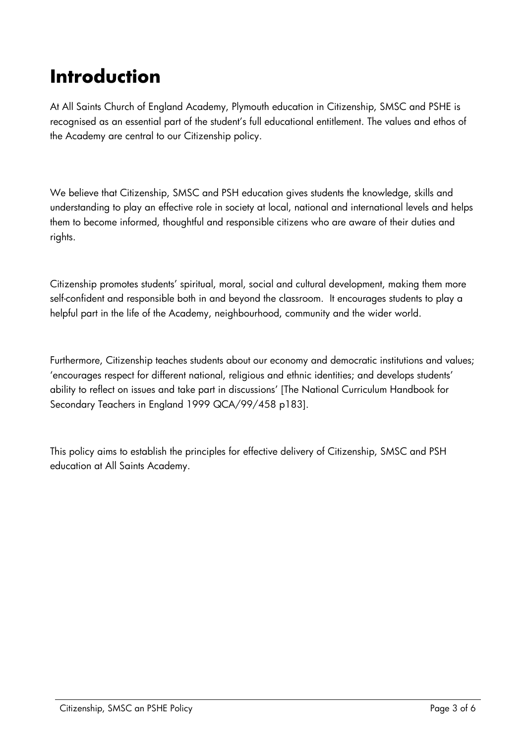# Introduction

At All Saints Church of England Academy, Plymouth education in Citizenship, SMSC and PSHE is recognised as an essential part of the student's full educational entitlement. The values and ethos of the Academy are central to our Citizenship policy.

We believe that Citizenship, SMSC and PSH education gives students the knowledge, skills and understanding to play an effective role in society at local, national and international levels and helps them to become informed, thoughtful and responsible citizens who are aware of their duties and rights.

Citizenship promotes students' spiritual, moral, social and cultural development, making them more self-confident and responsible both in and beyond the classroom. It encourages students to play a helpful part in the life of the Academy, neighbourhood, community and the wider world.

Furthermore, Citizenship teaches students about our economy and democratic institutions and values; 'encourages respect for different national, religious and ethnic identities; and develops students' ability to reflect on issues and take part in discussions' [The National Curriculum Handbook for Secondary Teachers in England 1999 QCA/99/458 p183].

This policy aims to establish the principles for effective delivery of Citizenship, SMSC and PSH education at All Saints Academy.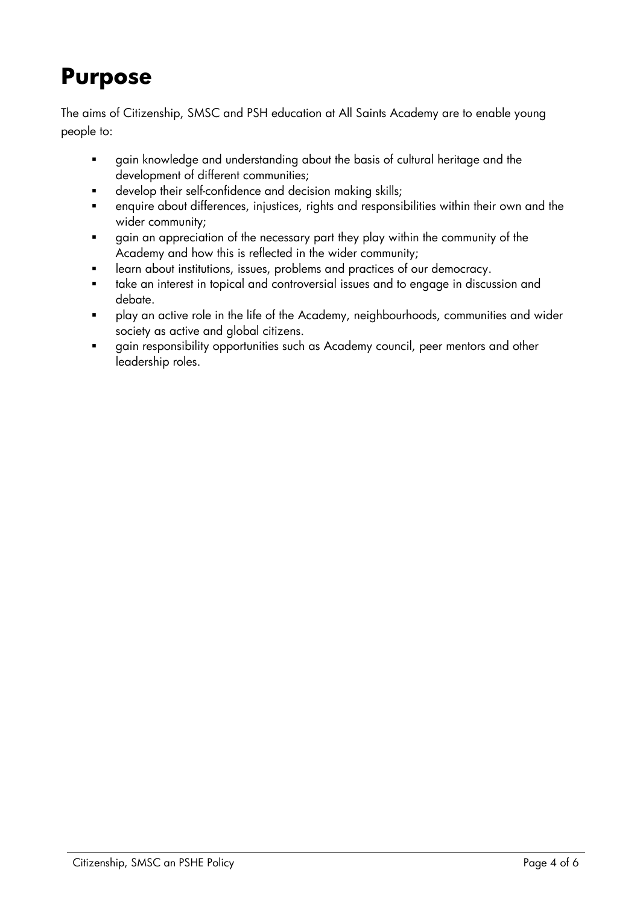# Purpose

The aims of Citizenship, SMSC and PSH education at All Saints Academy are to enable young people to:

- gain knowledge and understanding about the basis of cultural heritage and the development of different communities;
- develop their self-confidence and decision making skills;
- enquire about differences, injustices, rights and responsibilities within their own and the wider community;
- gain an appreciation of the necessary part they play within the community of the Academy and how this is reflected in the wider community;
- learn about institutions, issues, problems and practices of our democracy.
- take an interest in topical and controversial issues and to engage in discussion and debate.
- play an active role in the life of the Academy, neighbourhoods, communities and wider society as active and global citizens.
- gain responsibility opportunities such as Academy council, peer mentors and other leadership roles.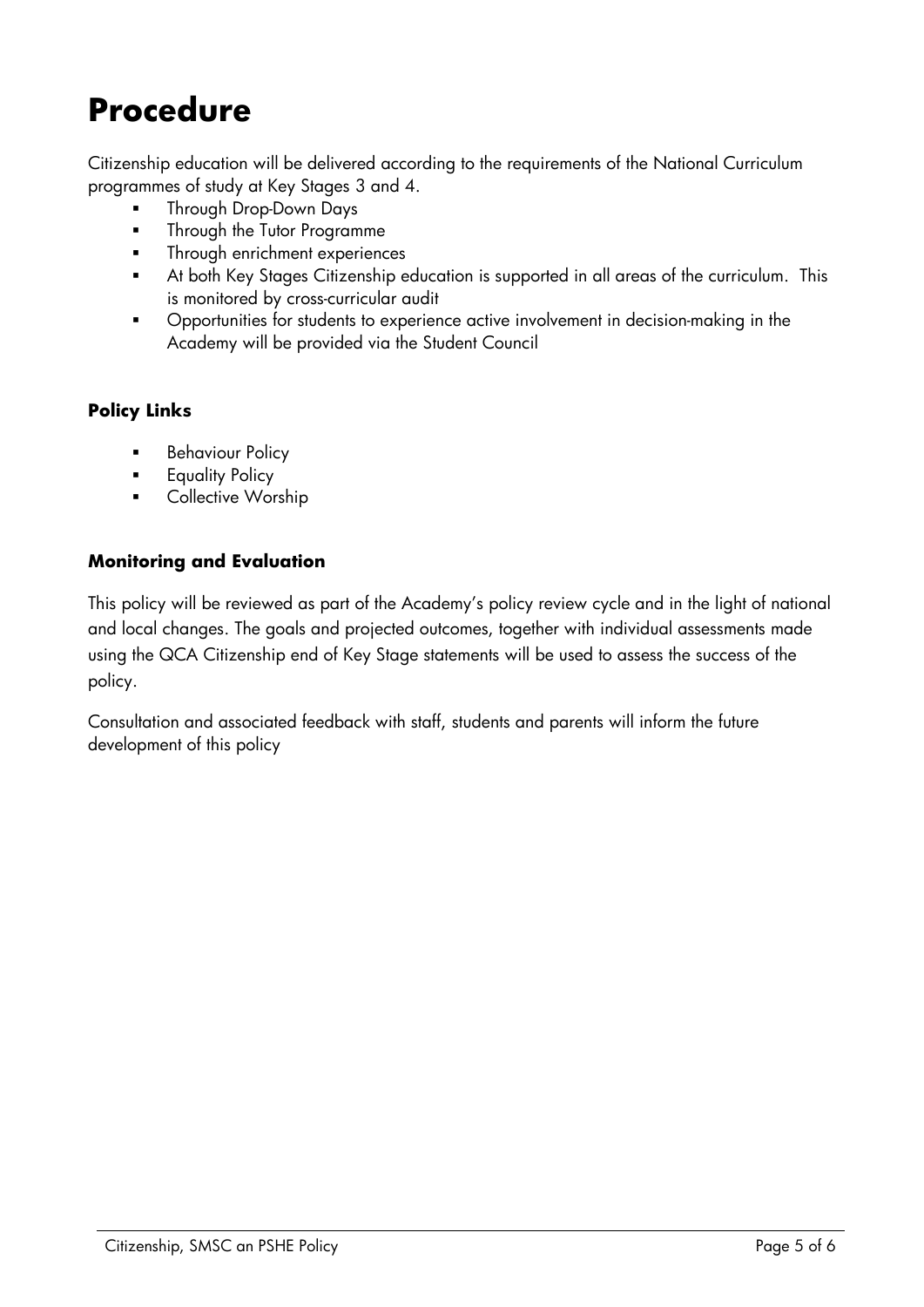# Procedure

Citizenship education will be delivered according to the requirements of the National Curriculum programmes of study at Key Stages 3 and 4.

- Through Drop-Down Days
- Through the Tutor Programme
- Through enrichment experiences
- At both Key Stages Citizenship education is supported in all areas of the curriculum. This is monitored by cross-curricular audit
- Opportunities for students to experience active involvement in decision-making in the Academy will be provided via the Student Council

### Policy Links

- Behaviour Policy
- Equality Policy
- Collective Worship

### Monitoring and Evaluation

This policy will be reviewed as part of the Academy's policy review cycle and in the light of national and local changes. The goals and projected outcomes, together with individual assessments made using the QCA Citizenship end of Key Stage statements will be used to assess the success of the policy.

Consultation and associated feedback with staff, students and parents will inform the future development of this policy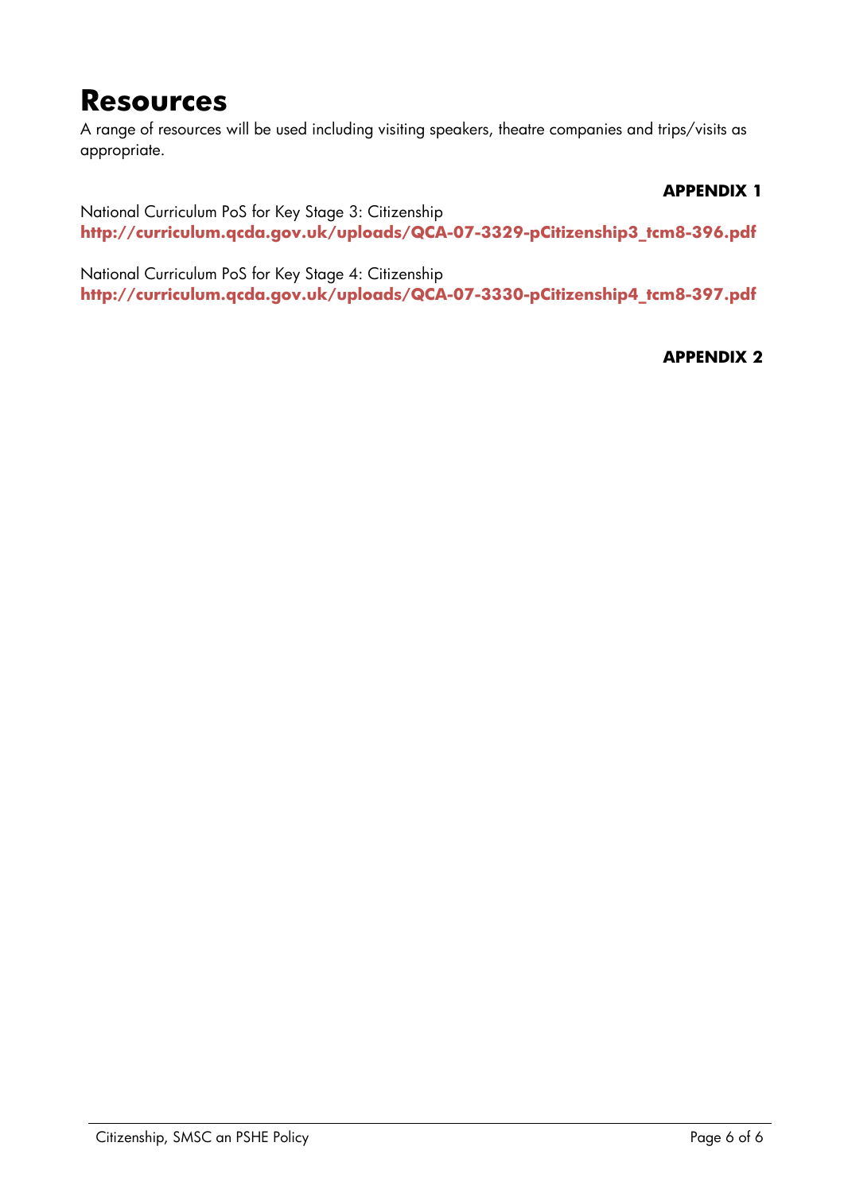# Resources

A range of resources will be used including visiting speakers, theatre companies and trips/visits as appropriate.

**APPENDIX 1**

National Curriculum PoS for Key Stage 3: Citizenship
**http://curriculum.qcda.gov.uk/uploads/QCA-07-3329-pCitizenship3_tcm8-396.pdf**

National Curriculum PoS for Key Stage 4: Citizenship
**http://curriculum.qcda.gov.uk/uploads/QCA-07-3330-pCitizenship4_tcm8-397.pdf**

**APPENDIX 2**